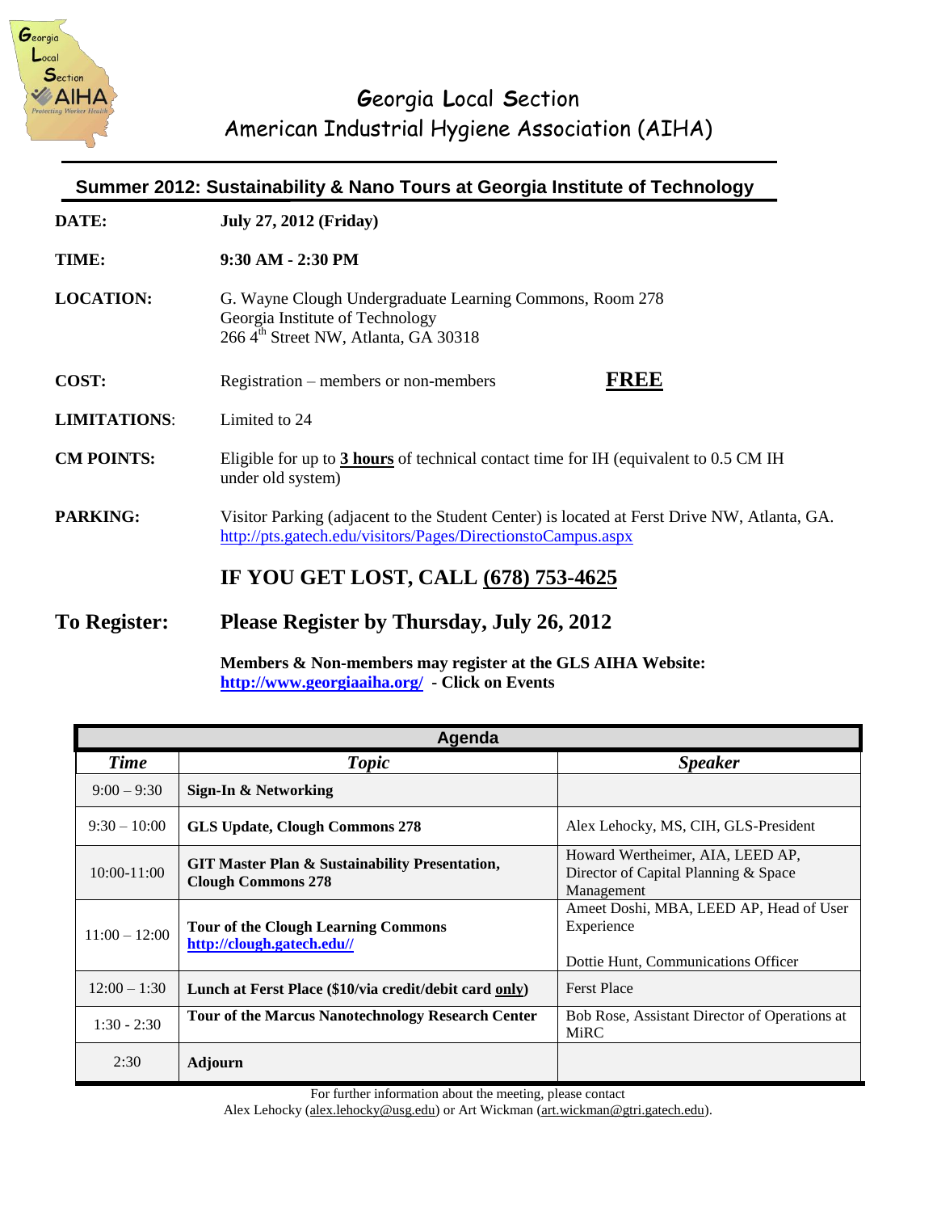# Georgia Local Section
# American Industrial Hygiene Association (AIHA)

## Summer 2012: Sustainability & Nano Tours at Georgia Institute of Technology

**DATE:** **July 27, 2012 (Friday)**

**TIME:** **9:30 AM - 2:30 PM**

**LOCATION:** G. Wayne Clough Undergraduate Learning Commons, Room 278
Georgia Institute of Technology
266 4th Street NW, Atlanta, GA 30318

**COST:** Registration – members or non-members **FREE**

**LIMITATIONS:** Limited to 24

**CM POINTS:** Eligible for up to **3 hours** of technical contact time for IH (equivalent to 0.5 CM IH under old system)

**PARKING:** Visitor Parking (adjacent to the Student Center) is located at Ferst Drive NW, Atlanta, GA.
http://pts.gatech.edu/visitors/Pages/DirectionstoCampus.aspx

**IF YOU GET LOST, CALL (678) 753-4625**

**To Register:** **Please Register by Thursday, July 26, 2012**

**Members & Non-members may register at the GLS AIHA Website: http://www.georgiaaiha.org/ - Click on Events**

| Agenda | | |
|---|---|---|
| ***Time*** | ***Topic*** | ***Speaker*** |
| 9:00 – 9:30 | **Sign-In & Networking** | |
| 9:30 – 10:00 | **GLS Update, Clough Commons 278** | Alex Lehocky, MS, CIH, GLS-President |
| 10:00-11:00 | **GIT Master Plan & Sustainability Presentation, Clough Commons 278** | Howard Wertheimer, AIA, LEED AP, Director of Capital Planning & Space Management |
| 11:00 – 12:00 | **Tour of the Clough Learning Commons** http://clough.gatech.edu// | Ameet Doshi, MBA, LEED AP, Head of User Experience<br><br>Dottie Hunt, Communications Officer |
| 12:00 – 1:30 | **Lunch at Ferst Place ($10/via credit/debit card only)** | Ferst Place |
| 1:30 - 2:30 | **Tour of the Marcus Nanotechnology Research Center** | Bob Rose, Assistant Director of Operations at MiRC |
| 2:30 | **Adjourn** | |

For further information about the meeting, please contact
Alex Lehocky (alex.lehocky@usg.edu) or Art Wickman (art.wickman@gtri.gatech.edu).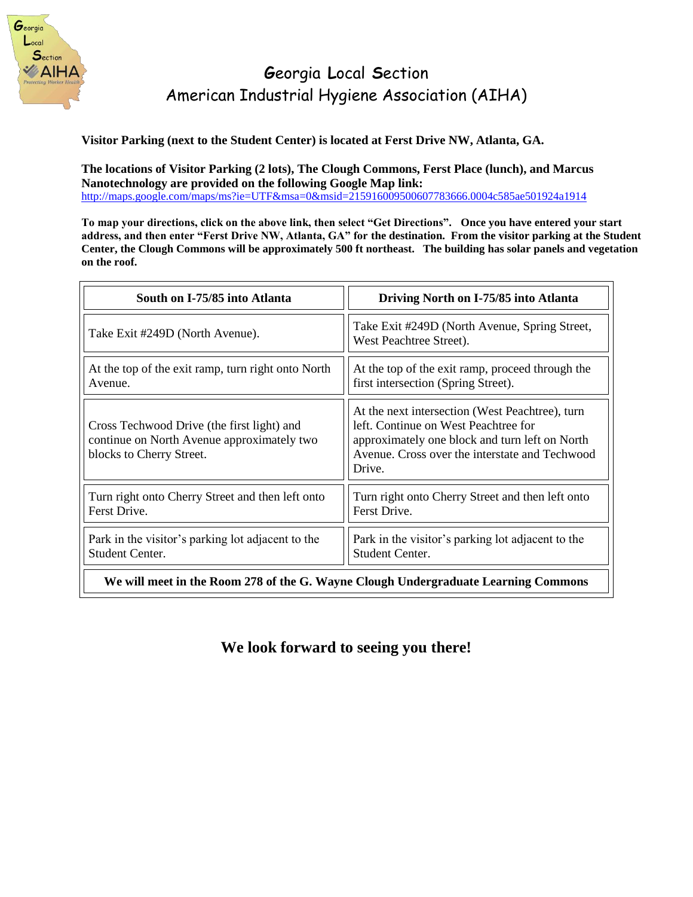# Georgia Local Section
# American Industrial Hygiene Association (AIHA)

**Visitor Parking (next to the Student Center) is located at Ferst Drive NW, Atlanta, GA.**

**The locations of Visitor Parking (2 lots), The Clough Commons, Ferst Place (lunch), and Marcus Nanotechnology are provided on the following Google Map link:**
http://maps.google.com/maps/ms?ie=UTF&msa=0&msid=215916009500607783666.0004c585ae501924a1914

**To map your directions, click on the above link, then select "Get Directions". Once you have entered your start address, and then enter "Ferst Drive NW, Atlanta, GA" for the destination. From the visitor parking at the Student Center, the Clough Commons will be approximately 500 ft northeast. The building has solar panels and vegetation on the roof.**

| South on I-75/85 into Atlanta | Driving North on I-75/85 into Atlanta |
|---|---|
| Take Exit #249D (North Avenue). | Take Exit #249D (North Avenue, Spring Street, West Peachtree Street). |
| At the top of the exit ramp, turn right onto North Avenue. | At the top of the exit ramp, proceed through the first intersection (Spring Street). |
| Cross Techwood Drive (the first light) and continue on North Avenue approximately two blocks to Cherry Street. | At the next intersection (West Peachtree), turn left. Continue on West Peachtree for approximately one block and turn left on North Avenue. Cross over the interstate and Techwood Drive. |
| Turn right onto Cherry Street and then left onto Ferst Drive. | Turn right onto Cherry Street and then left onto Ferst Drive. |
| Park in the visitor's parking lot adjacent to the Student Center. | Park in the visitor's parking lot adjacent to the Student Center. |
| **We will meet in the Room 278 of the G. Wayne Clough Undergraduate Learning Commons** | |

**We look forward to seeing you there!**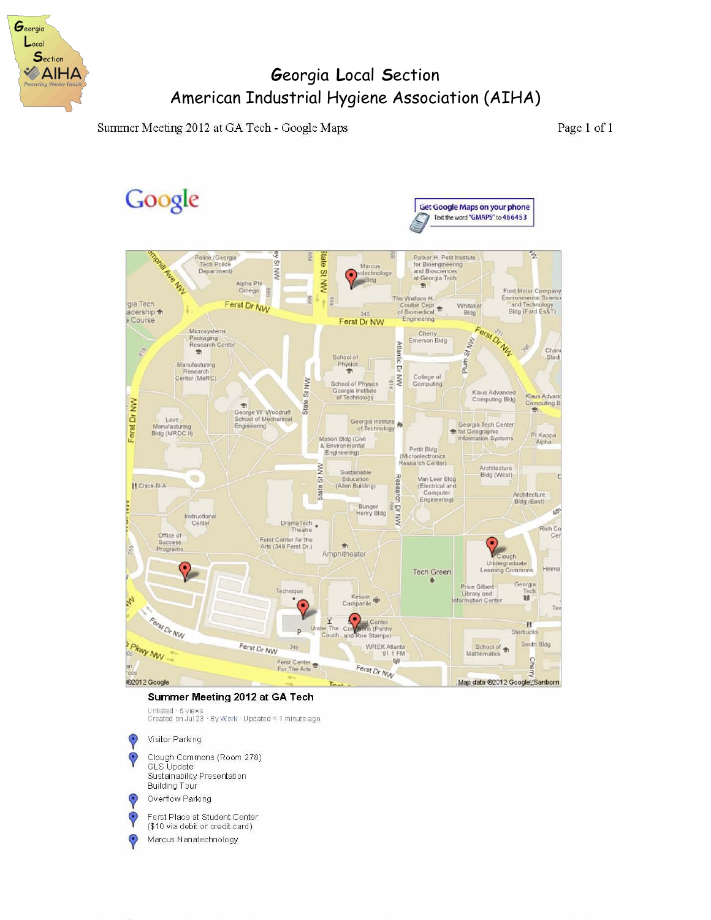# Georgia Local Section
# American Industrial Hygiene Association (AIHA)

Summer Meeting 2012 at GA Tech - Google Maps

Get Google Maps on your phone
Text the word "GMAPS" to 466453

**Summer Meeting 2012 at GA Tech**

Unlisted · 5 views
Created on Jul 23 · By Work · Updated < 1 minute ago

- Visitor Parking
- Clough Commons (Room 278)
  GLS Update
  Sustainability Presentation
  Building Tour
- Overflow Parking
- Ferst Place at Student Center
  ($10 via debit or credit card)
- Marcus Nanotechnology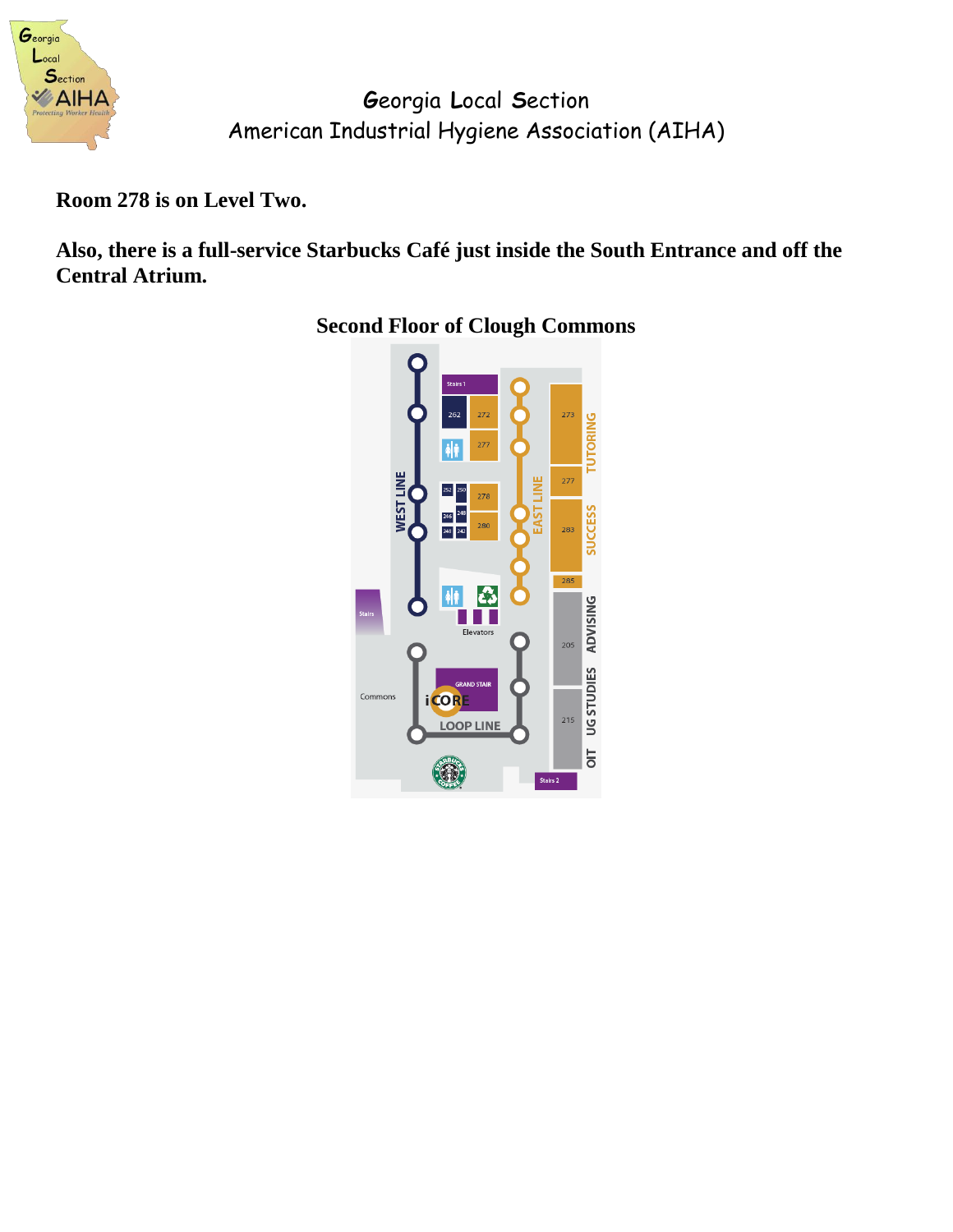Georgia Local Section
American Industrial Hygiene Association (AIHA)

**Room 278 is on Level Two.**

**Also, there is a full-service Starbucks Café just inside the South Entrance and off the Central Atrium.**

**Second Floor of Clough Commons**

Stairs 1
262
272
277
273
TUTORING
WEST LINE
EAST LINE
252
250
248
246
243
242
278
280
277
283
SUCCESS
285
Stairs
Elevators
205
ADVISING
Commons
GRAND STAIR
iCORE
LOOP LINE
215
UG STUDIES
OIT
Stairs 2